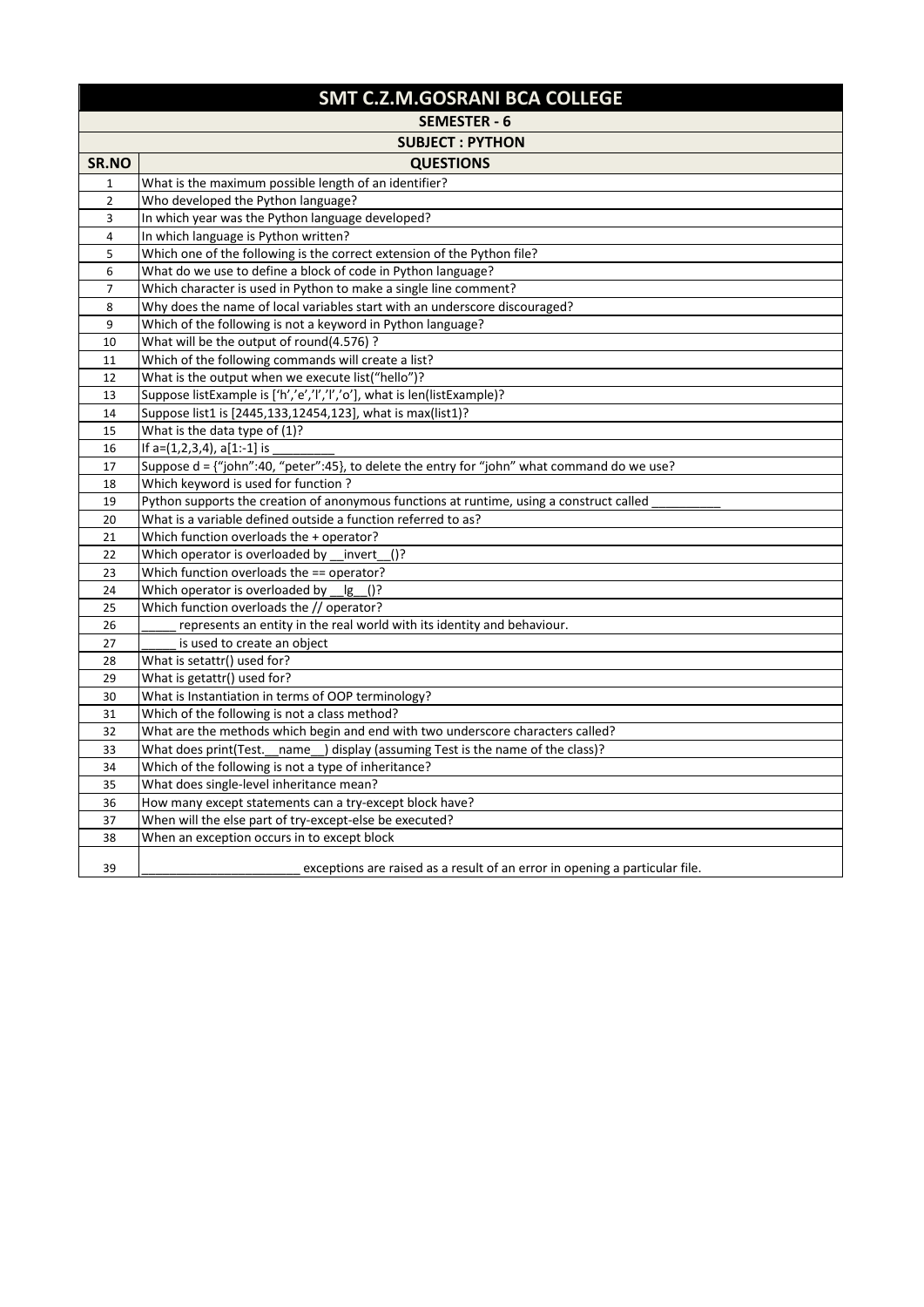# SMT C.Z.M.GOSRANI BCA COLLEGE

## SEMESTER - 6

## SUBJECT : PYTHON

| SR.NO | QUESTIONS |
|---|---|
| 1 | What is the maximum possible length of an identifier? |
| 2 | Who developed the Python language? |
| 3 | In which year was the Python language developed? |
| 4 | In which language is Python written? |
| 5 | Which one of the following is the correct extension of the Python file? |
| 6 | What do we use to define a block of code in Python language? |
| 7 | Which character is used in Python to make a single line comment? |
| 8 | Why does the name of local variables start with an underscore discouraged? |
| 9 | Which of the following is not a keyword in Python language? |
| 10 | What will be the output of round(4.576) ? |
| 11 | Which of the following commands will create a list? |
| 12 | What is the output when we execute list("hello")? |
| 13 | Suppose listExample is ['h','e','l','l','o'], what is len(listExample)? |
| 14 | Suppose list1 is [2445,133,12454,123], what is max(list1)? |
| 15 | What is the data type of (1)? |
| 16 | If a=(1,2,3,4), a[1:-1] is _________ |
| 17 | Suppose d = {"john":40, "peter":45}, to delete the entry for "john" what command do we use? |
| 18 | Which keyword is used for function ? |
| 19 | Python supports the creation of anonymous functions at runtime, using a construct called __________ |
| 20 | What is a variable defined outside a function referred to as? |
| 21 | Which function overloads the + operator? |
| 22 | Which operator is overloaded by __invert__()? |
| 23 | Which function overloads the == operator? |
| 24 | Which operator is overloaded by __lg__()? |
| 25 | Which function overloads the // operator? |
| 26 | _____ represents an entity in the real world with its identity and behaviour. |
| 27 | _____ is used to create an object |
| 28 | What is setattr() used for? |
| 29 | What is getattr() used for? |
| 30 | What is Instantiation in terms of OOP terminology? |
| 31 | Which of the following is not a class method? |
| 32 | What are the methods which begin and end with two underscore characters called? |
| 33 | What does print(Test.__name__) display (assuming Test is the name of the class)? |
| 34 | Which of the following is not a type of inheritance? |
| 35 | What does single-level inheritance mean? |
| 36 | How many except statements can a try-except block have? |
| 37 | When will the else part of try-except-else be executed? |
| 38 | When an exception occurs in to except block |
| 39 | _______________________ exceptions are raised as a result of an error in opening a particular file. |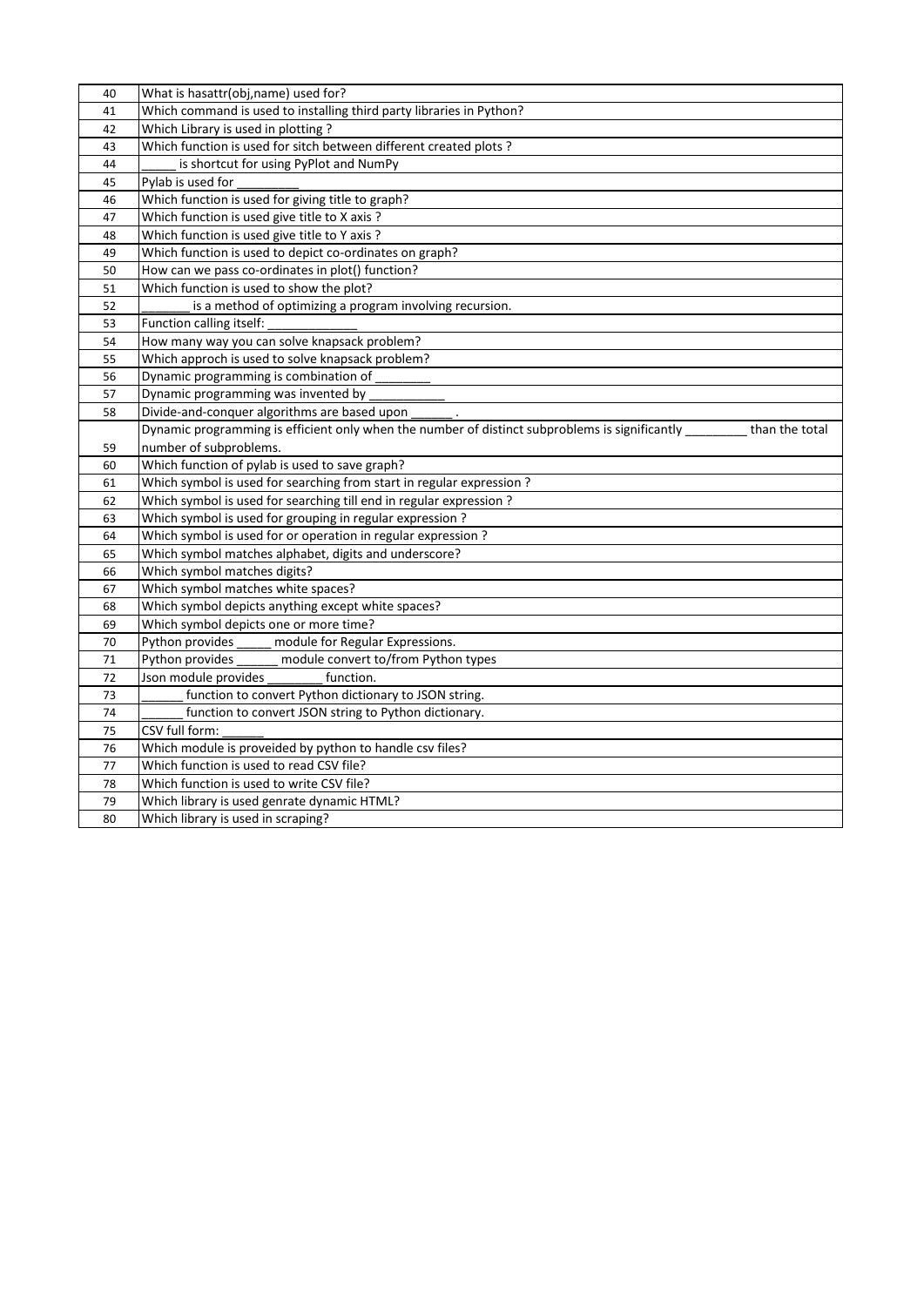| | |
|---|---|
| 40 | What is hasattr(obj,name) used for? |
| 41 | Which command is used to installing third party libraries in Python? |
| 42 | Which Library is used in plotting ? |
| 43 | Which function is used for sitch between different created plots ? |
| 44 | _____ is shortcut for using PyPlot and NumPy |
| 45 | Pylab is used for _________ |
| 46 | Which function is used for giving title to graph? |
| 47 | Which function is used give title to X axis ? |
| 48 | Which function is used give title to Y axis ? |
| 49 | Which function is used to depict co-ordinates on graph? |
| 50 | How can we pass co-ordinates in plot() function? |
| 51 | Which function is used to show the plot? |
| 52 | _______ is a method of optimizing a program involving recursion. |
| 53 | Function calling itself: _____________ |
| 54 | How many way you can solve knapsack problem? |
| 55 | Which approch is used to solve knapsack problem? |
| 56 | Dynamic programming is combination of ________ |
| 57 | Dynamic programming was invented by ___________ |
| 58 | Divide-and-conquer algorithms are based upon ______ . |
| 59 | Dynamic programming is efficient only when the number of distinct subproblems is significantly _________ than the total number of subproblems. |
| 60 | Which function of pylab is used to save graph? |
| 61 | Which symbol is used for searching from start in regular expression ? |
| 62 | Which symbol is used for searching till end in regular expression ? |
| 63 | Which symbol is used for grouping in regular expression ? |
| 64 | Which symbol is used for or operation in regular expression ? |
| 65 | Which symbol matches alphabet, digits and underscore? |
| 66 | Which symbol matches digits? |
| 67 | Which symbol matches white spaces? |
| 68 | Which symbol depicts anything except white spaces? |
| 69 | Which symbol depicts one or more time? |
| 70 | Python provides _____ module for Regular Expressions. |
| 71 | Python provides ______ module convert to/from Python types |
| 72 | Json module provides ________ function. |
| 73 | ______ function to convert Python dictionary to JSON string. |
| 74 | ______ function to convert JSON string to Python dictionary. |
| 75 | CSV full form: ______ |
| 76 | Which module is proveided by python to handle csv files? |
| 77 | Which function is used to read CSV file? |
| 78 | Which function is used to write CSV file? |
| 79 | Which library is used genrate dynamic HTML? |
| 80 | Which library is used in scraping? |